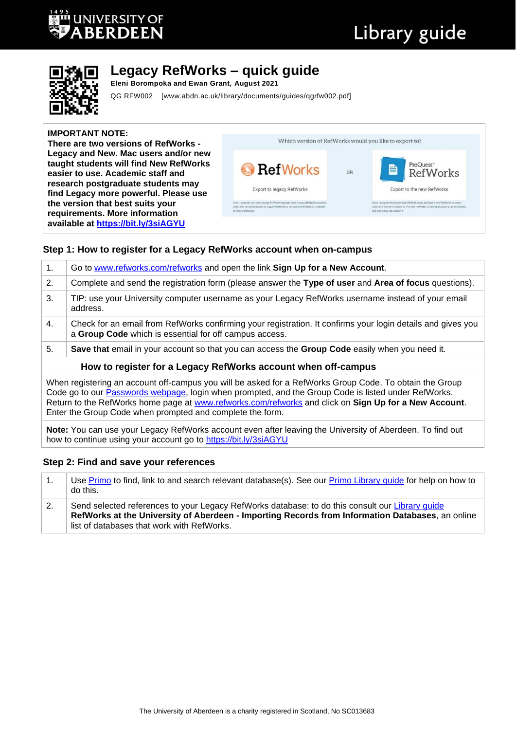# Legacy RefWorks – quick guide

**Eleni Borompoka and Ewan Grant, August 2021**

QG RFW002 [www.abdn.ac.uk/library/documents/guides/qgrfw002.pdf]

**IMPORTANT NOTE:**
**There are two versions of RefWorks - Legacy and New. Mac users and/or new taught students will find New RefWorks easier to use. Academic staff and research postgraduate students may find Legacy more powerful. Please use the version that best suits your requirements. More information available at [https://bit.ly/3siAGYU](https://bit.ly/3siAGYU)**

## Step 1: How to register for a Legacy RefWorks account when on-campus

| | |
|---|---|
| 1. | Go to [www.refworks.com/refworks](www.refworks.com/refworks) and open the link **Sign Up for a New Account**. |
| 2. | Complete and send the registration form (please answer the **Type of user** and **Area of focus** questions). |
| 3. | TIP: use your University computer username as your Legacy RefWorks username instead of your email address. |
| 4. | Check for an email from RefWorks confirming your registration. It confirms your login details and gives you a **Group Code** which is essential for off campus access. |
| 5. | **Save that** email in your account so that you can access the **Group Code** easily when you need it. |

### How to register for a Legacy RefWorks account when off-campus

When registering an account off-campus you will be asked for a RefWorks Group Code. To obtain the Group Code go to our [Passwords webpage](), login when prompted, and the Group Code is listed under RefWorks. Return to the RefWorks home page at [www.refworks.com/refworks](www.refworks.com/refworks) and click on **Sign Up for a New Account**. Enter the Group Code when prompted and complete the form.

**Note:** You can use your Legacy RefWorks account even after leaving the University of Aberdeen. To find out how to continue using your account go to [https://bit.ly/3siAGYU](https://bit.ly/3siAGYU)

## Step 2: Find and save your references

| | |
|---|---|
| 1. | Use [Primo]() to find, link to and search relevant database(s). See our [Primo Library guide]() for help on how to do this. |
| 2. | Send selected references to your Legacy RefWorks database: to do this consult our [Library guide]() **RefWorks at the University of Aberdeen - Importing Records from Information Databases**, an online list of databases that work with RefWorks. |

The University of Aberdeen is a charity registered in Scotland, No SC013683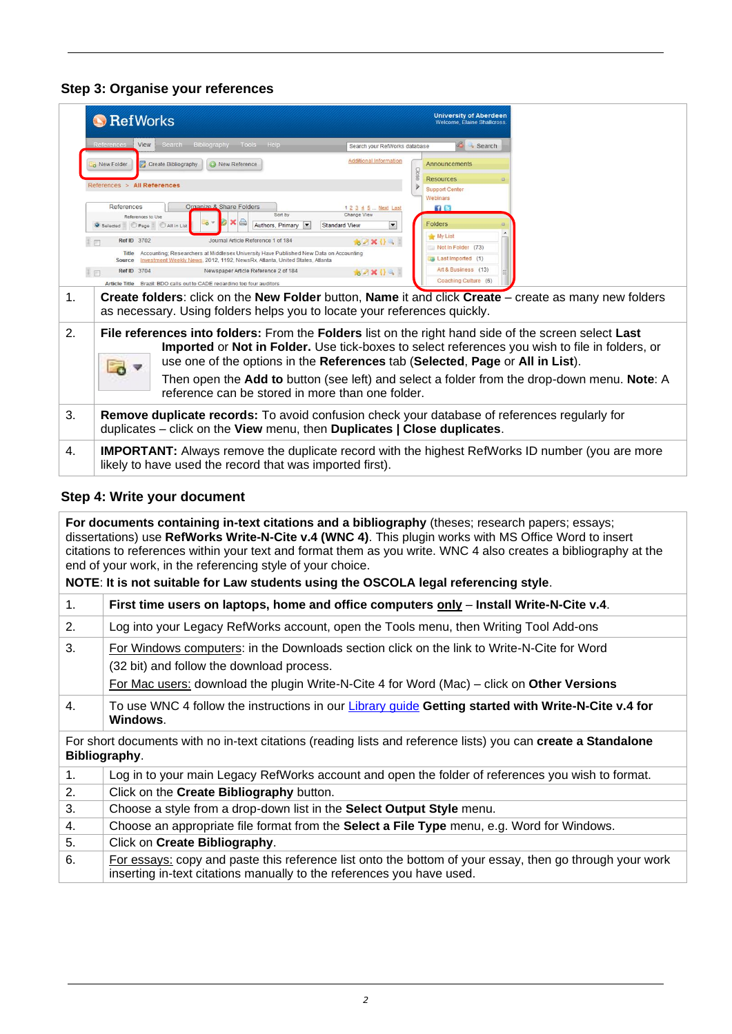## Step 3: Organise your references

| | |
|---|---|
| 1. | **Create folders**: click on the **New Folder** button, **Name** it and click **Create** – create as many new folders as necessary. Using folders helps you to locate your references quickly. |
| 2. | **File references into folders:** From the **Folders** list on the right hand side of the screen select **Last Imported** or **Not in Folder.** Use tick-boxes to select references you wish to file in folders, or use one of the options in the **References** tab (**Selected**, **Page** or **All in List**). Then open the **Add to** button (see left) and select a folder from the drop-down menu. **Note**: A reference can be stored in more than one folder. |
| 3. | **Remove duplicate records:** To avoid confusion check your database of references regularly for duplicates – click on the **View** menu, then **Duplicates \| Close duplicates**. |
| 4. | **IMPORTANT:** Always remove the duplicate record with the highest RefWorks ID number (you are more likely to have used the record that was imported first). |

## Step 4: Write your document

**For documents containing in-text citations and a bibliography** (theses; research papers; essays; dissertations) use **RefWorks Write-N-Cite v.4 (WNC 4)**. This plugin works with MS Office Word to insert citations to references within your text and format them as you write. WNC 4 also creates a bibliography at the end of your work, in the referencing style of your choice.

**NOTE**: **It is not suitable for Law students using the OSCOLA legal referencing style**.

| | |
|---|---|
| 1. | **First time users on laptops, home and office computers only – Install Write-N-Cite v.4**. |
| 2. | Log into your Legacy RefWorks account, open the Tools menu, then Writing Tool Add-ons |
| 3. | For Windows computers: in the Downloads section click on the link to Write-N-Cite for Word (32 bit) and follow the download process. For Mac users: download the plugin Write-N-Cite 4 for Word (Mac) – click on **Other Versions** |
| 4. | To use WNC 4 follow the instructions in our Library guide **Getting started with Write-N-Cite v.4 for Windows**. |

For short documents with no in-text citations (reading lists and reference lists) you can **create a Standalone Bibliography**.

| | |
|---|---|
| 1. | Log in to your main Legacy RefWorks account and open the folder of references you wish to format. |
| 2. | Click on the **Create Bibliography** button. |
| 3. | Choose a style from a drop-down list in the **Select Output Style** menu. |
| 4. | Choose an appropriate file format from the **Select a File Type** menu, e.g. Word for Windows. |
| 5. | Click on **Create Bibliography**. |
| 6. | For essays: copy and paste this reference list onto the bottom of your essay, then go through your work inserting in-text citations manually to the references you have used. |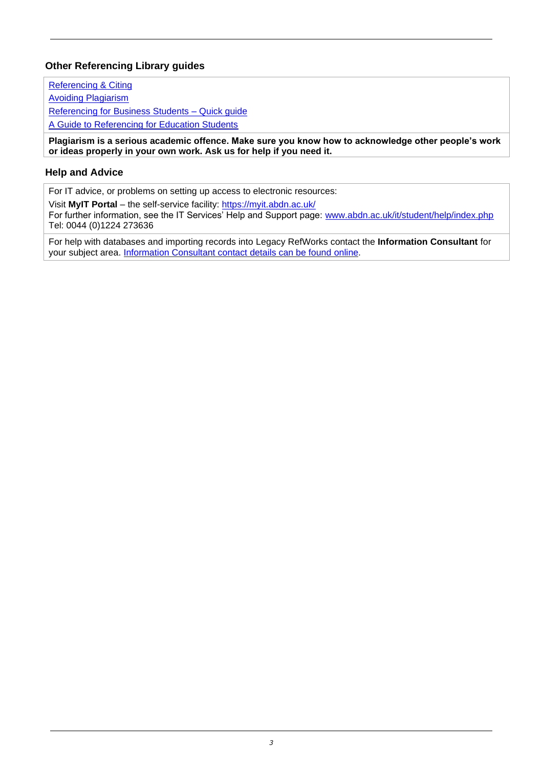### Other Referencing Library guides

Referencing & Citing

Avoiding Plagiarism

Referencing for Business Students – Quick guide

A Guide to Referencing for Education Students

**Plagiarism is a serious academic offence. Make sure you know how to acknowledge other people's work or ideas properly in your own work. Ask us for help if you need it.**

### Help and Advice

For IT advice, or problems on setting up access to electronic resources:

Visit **MyIT Portal** – the self-service facility: https://myit.abdn.ac.uk/
For further information, see the IT Services' Help and Support page: www.abdn.ac.uk/it/student/help/index.php
Tel: 0044 (0)1224 273636

For help with databases and importing records into Legacy RefWorks contact the **Information Consultant** for your subject area. Information Consultant contact details can be found online.